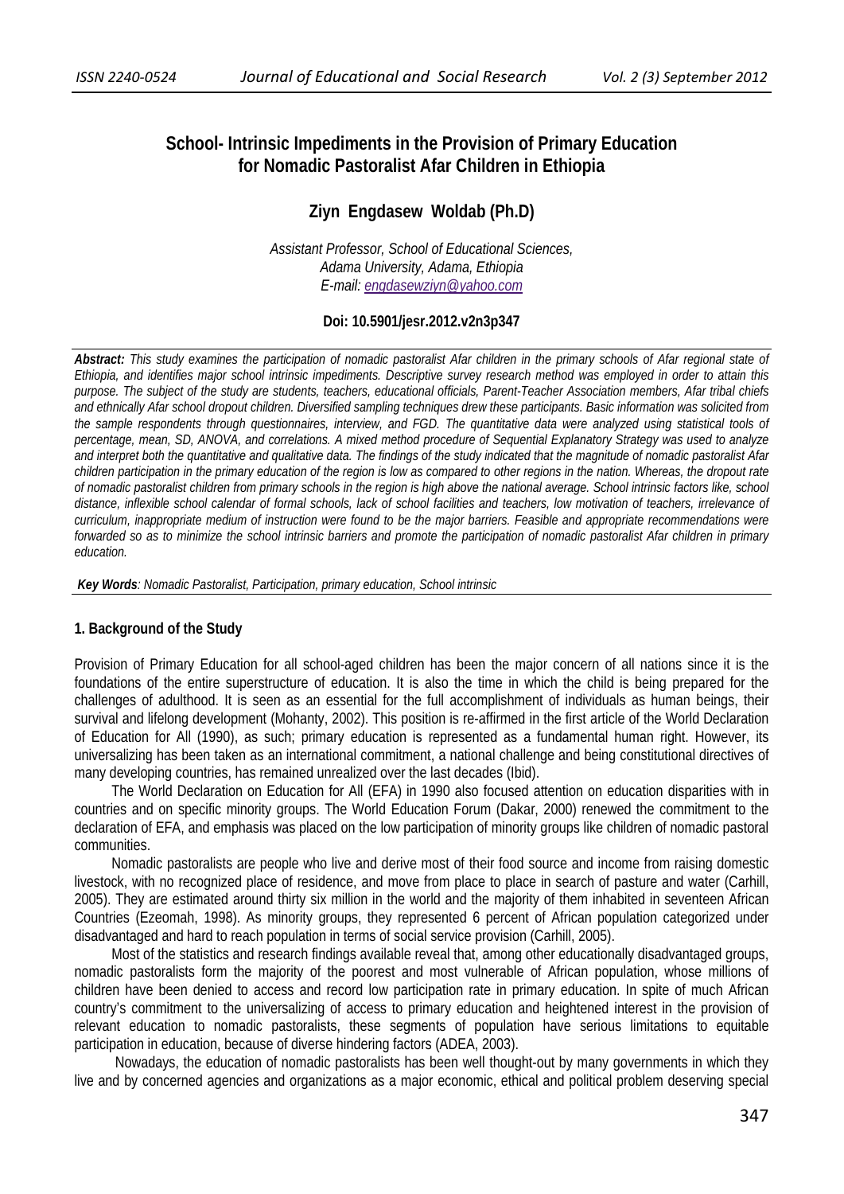# School- Intrinsic Impediments in the Provision of Primary Education for Nomadic Pastoralist Afar Children in Ethiopia

## Ziyn Engdasew Woldab (Ph.D)

*Assistant Professor, School of Educational Sciences,*
*Adama University, Adama, Ethiopia*
*E-mail: engdasewziyn@yahoo.com*

**Doi: 10.5901/jesr.2012.v2n3p347**

***Abstract:*** *This study examines the participation of nomadic pastoralist Afar children in the primary schools of Afar regional state of Ethiopia, and identifies major school intrinsic impediments. Descriptive survey research method was employed in order to attain this purpose. The subject of the study are students, teachers, educational officials, Parent-Teacher Association members, Afar tribal chiefs and ethnically Afar school dropout children. Diversified sampling techniques drew these participants. Basic information was solicited from the sample respondents through questionnaires, interview, and FGD. The quantitative data were analyzed using statistical tools of percentage, mean, SD, ANOVA, and correlations. A mixed method procedure of Sequential Explanatory Strategy was used to analyze and interpret both the quantitative and qualitative data. The findings of the study indicated that the magnitude of nomadic pastoralist Afar children participation in the primary education of the region is low as compared to other regions in the nation. Whereas, the dropout rate of nomadic pastoralist children from primary schools in the region is high above the national average. School intrinsic factors like, school distance, inflexible school calendar of formal schools, lack of school facilities and teachers, low motivation of teachers, irrelevance of curriculum, inappropriate medium of instruction were found to be the major barriers. Feasible and appropriate recommendations were forwarded so as to minimize the school intrinsic barriers and promote the participation of nomadic pastoralist Afar children in primary education.*

***Key Words****: Nomadic Pastoralist, Participation, primary education, School intrinsic*

### 1. Background of the Study

Provision of Primary Education for all school-aged children has been the major concern of all nations since it is the foundations of the entire superstructure of education. It is also the time in which the child is being prepared for the challenges of adulthood. It is seen as an essential for the full accomplishment of individuals as human beings, their survival and lifelong development (Mohanty, 2002). This position is re-affirmed in the first article of the World Declaration of Education for All (1990), as such; primary education is represented as a fundamental human right. However, its universalizing has been taken as an international commitment, a national challenge and being constitutional directives of many developing countries, has remained unrealized over the last decades (Ibid).

The World Declaration on Education for All (EFA) in 1990 also focused attention on education disparities with in countries and on specific minority groups. The World Education Forum (Dakar, 2000) renewed the commitment to the declaration of EFA, and emphasis was placed on the low participation of minority groups like children of nomadic pastoral communities.

Nomadic pastoralists are people who live and derive most of their food source and income from raising domestic livestock, with no recognized place of residence, and move from place to place in search of pasture and water (Carhill, 2005). They are estimated around thirty six million in the world and the majority of them inhabited in seventeen African Countries (Ezeomah, 1998). As minority groups, they represented 6 percent of African population categorized under disadvantaged and hard to reach population in terms of social service provision (Carhill, 2005).

Most of the statistics and research findings available reveal that, among other educationally disadvantaged groups, nomadic pastoralists form the majority of the poorest and most vulnerable of African population, whose millions of children have been denied to access and record low participation rate in primary education. In spite of much African country's commitment to the universalizing of access to primary education and heightened interest in the provision of relevant education to nomadic pastoralists, these segments of population have serious limitations to equitable participation in education, because of diverse hindering factors (ADEA, 2003).

Nowadays, the education of nomadic pastoralists has been well thought-out by many governments in which they live and by concerned agencies and organizations as a major economic, ethical and political problem deserving special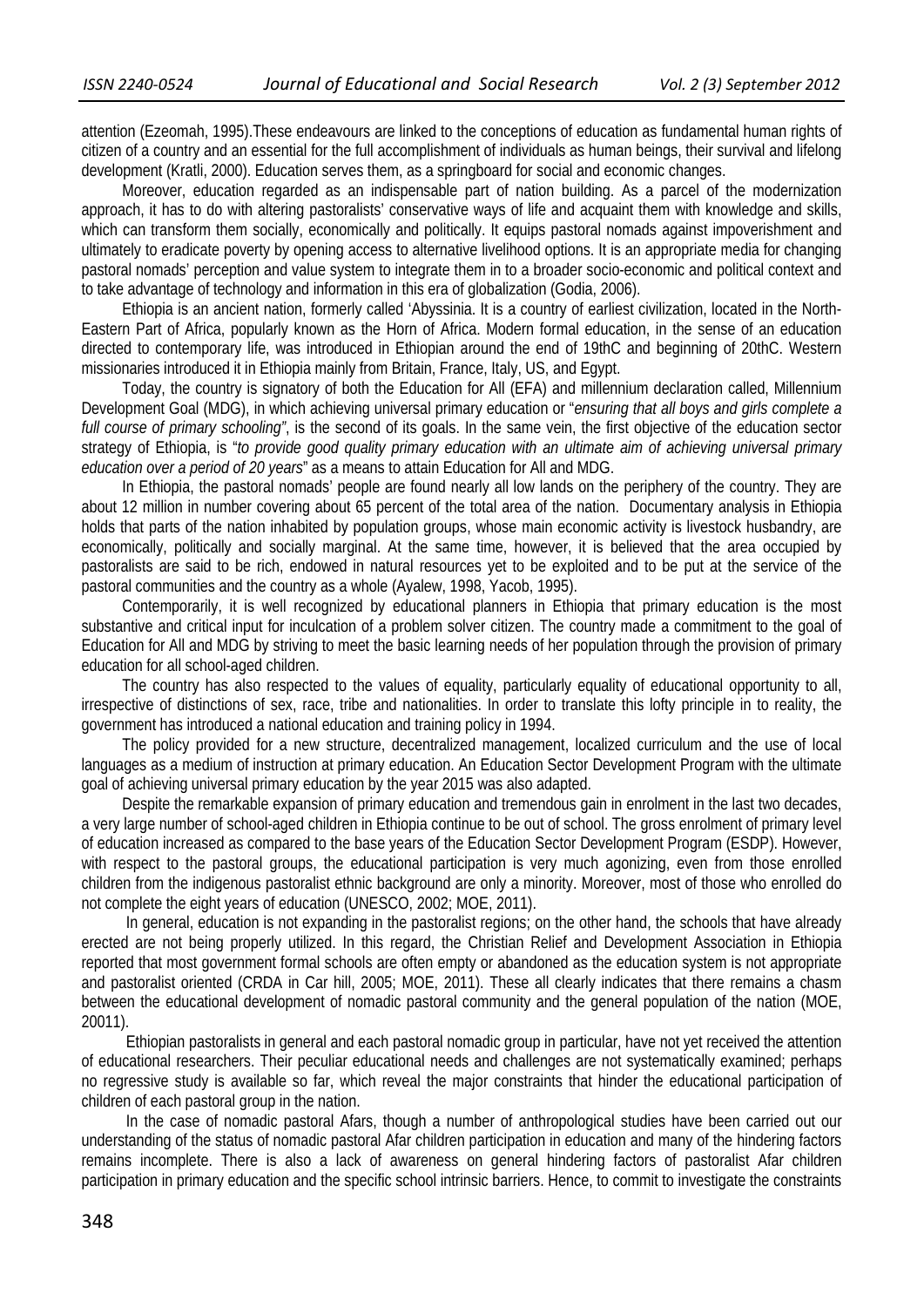attention (Ezeomah, 1995).These endeavours are linked to the conceptions of education as fundamental human rights of citizen of a country and an essential for the full accomplishment of individuals as human beings, their survival and lifelong development (Kratli, 2000). Education serves them, as a springboard for social and economic changes.

Moreover, education regarded as an indispensable part of nation building. As a parcel of the modernization approach, it has to do with altering pastoralists' conservative ways of life and acquaint them with knowledge and skills, which can transform them socially, economically and politically. It equips pastoral nomads against impoverishment and ultimately to eradicate poverty by opening access to alternative livelihood options. It is an appropriate media for changing pastoral nomads' perception and value system to integrate them in to a broader socio-economic and political context and to take advantage of technology and information in this era of globalization (Godia, 2006).

Ethiopia is an ancient nation, formerly called 'Abyssinia. It is a country of earliest civilization, located in the North-Eastern Part of Africa, popularly known as the Horn of Africa. Modern formal education, in the sense of an education directed to contemporary life, was introduced in Ethiopian around the end of 19thC and beginning of 20thC. Western missionaries introduced it in Ethiopia mainly from Britain, France, Italy, US, and Egypt.

Today, the country is signatory of both the Education for All (EFA) and millennium declaration called, Millennium Development Goal (MDG), in which achieving universal primary education or "*ensuring that all boys and girls complete a full course of primary schooling"*, is the second of its goals. In the same vein, the first objective of the education sector strategy of Ethiopia, is "*to provide good quality primary education with an ultimate aim of achieving universal primary education over a period of 20 years*" as a means to attain Education for All and MDG.

In Ethiopia, the pastoral nomads' people are found nearly all low lands on the periphery of the country. They are about 12 million in number covering about 65 percent of the total area of the nation. Documentary analysis in Ethiopia holds that parts of the nation inhabited by population groups, whose main economic activity is livestock husbandry, are economically, politically and socially marginal. At the same time, however, it is believed that the area occupied by pastoralists are said to be rich, endowed in natural resources yet to be exploited and to be put at the service of the pastoral communities and the country as a whole (Ayalew, 1998, Yacob, 1995).

Contemporarily, it is well recognized by educational planners in Ethiopia that primary education is the most substantive and critical input for inculcation of a problem solver citizen. The country made a commitment to the goal of Education for All and MDG by striving to meet the basic learning needs of her population through the provision of primary education for all school-aged children.

The country has also respected to the values of equality, particularly equality of educational opportunity to all, irrespective of distinctions of sex, race, tribe and nationalities. In order to translate this lofty principle in to reality, the government has introduced a national education and training policy in 1994.

The policy provided for a new structure, decentralized management, localized curriculum and the use of local languages as a medium of instruction at primary education. An Education Sector Development Program with the ultimate goal of achieving universal primary education by the year 2015 was also adapted.

Despite the remarkable expansion of primary education and tremendous gain in enrolment in the last two decades, a very large number of school-aged children in Ethiopia continue to be out of school. The gross enrolment of primary level of education increased as compared to the base years of the Education Sector Development Program (ESDP). However, with respect to the pastoral groups, the educational participation is very much agonizing, even from those enrolled children from the indigenous pastoralist ethnic background are only a minority. Moreover, most of those who enrolled do not complete the eight years of education (UNESCO, 2002; MOE, 2011).

In general, education is not expanding in the pastoralist regions; on the other hand, the schools that have already erected are not being properly utilized. In this regard, the Christian Relief and Development Association in Ethiopia reported that most government formal schools are often empty or abandoned as the education system is not appropriate and pastoralist oriented (CRDA in Car hill, 2005; MOE, 2011). These all clearly indicates that there remains a chasm between the educational development of nomadic pastoral community and the general population of the nation (MOE, 20011).

Ethiopian pastoralists in general and each pastoral nomadic group in particular, have not yet received the attention of educational researchers. Their peculiar educational needs and challenges are not systematically examined; perhaps no regressive study is available so far, which reveal the major constraints that hinder the educational participation of children of each pastoral group in the nation.

In the case of nomadic pastoral Afars, though a number of anthropological studies have been carried out our understanding of the status of nomadic pastoral Afar children participation in education and many of the hindering factors remains incomplete. There is also a lack of awareness on general hindering factors of pastoralist Afar children participation in primary education and the specific school intrinsic barriers. Hence, to commit to investigate the constraints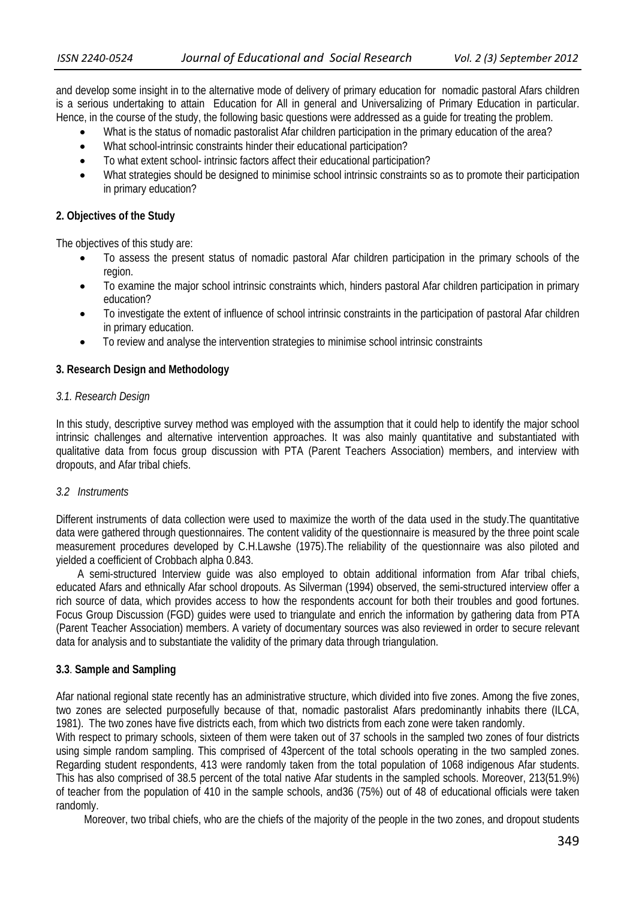and develop some insight in to the alternative mode of delivery of primary education for nomadic pastoral Afars children is a serious undertaking to attain Education for All in general and Universalizing of Primary Education in particular. Hence, in the course of the study, the following basic questions were addressed as a guide for treating the problem.

- What is the status of nomadic pastoralist Afar children participation in the primary education of the area?
- What school-intrinsic constraints hinder their educational participation?
- To what extent school- intrinsic factors affect their educational participation?
- What strategies should be designed to minimise school intrinsic constraints so as to promote their participation in primary education?

## 2. Objectives of the Study

The objectives of this study are:

- To assess the present status of nomadic pastoral Afar children participation in the primary schools of the region.
- To examine the major school intrinsic constraints which, hinders pastoral Afar children participation in primary education?
- To investigate the extent of influence of school intrinsic constraints in the participation of pastoral Afar children in primary education.
- To review and analyse the intervention strategies to minimise school intrinsic constraints

## 3. Research Design and Methodology

### *3.1. Research Design*

In this study, descriptive survey method was employed with the assumption that it could help to identify the major school intrinsic challenges and alternative intervention approaches. It was also mainly quantitative and substantiated with qualitative data from focus group discussion with PTA (Parent Teachers Association) members, and interview with dropouts, and Afar tribal chiefs.

### *3.2 Instruments*

Different instruments of data collection were used to maximize the worth of the data used in the study.The quantitative data were gathered through questionnaires. The content validity of the questionnaire is measured by the three point scale measurement procedures developed by C.H.Lawshe (1975).The reliability of the questionnaire was also piloted and yielded a coefficient of Crobbach alpha 0.843.

A semi-structured Interview guide was also employed to obtain additional information from Afar tribal chiefs, educated Afars and ethnically Afar school dropouts. As Silverman (1994) observed, the semi-structured interview offer a rich source of data, which provides access to how the respondents account for both their troubles and good fortunes. Focus Group Discussion (FGD) guides were used to triangulate and enrich the information by gathering data from PTA (Parent Teacher Association) members. A variety of documentary sources was also reviewed in order to secure relevant data for analysis and to substantiate the validity of the primary data through triangulation.

### **3.3**. Sample and Sampling

Afar national regional state recently has an administrative structure, which divided into five zones. Among the five zones, two zones are selected purposefully because of that, nomadic pastoralist Afars predominantly inhabits there (ILCA, 1981). The two zones have five districts each, from which two districts from each zone were taken randomly.

With respect to primary schools, sixteen of them were taken out of 37 schools in the sampled two zones of four districts using simple random sampling. This comprised of 43percent of the total schools operating in the two sampled zones. Regarding student respondents, 413 were randomly taken from the total population of 1068 indigenous Afar students. This has also comprised of 38.5 percent of the total native Afar students in the sampled schools. Moreover, 213(51.9%) of teacher from the population of 410 in the sample schools, and36 (75%) out of 48 of educational officials were taken randomly.

Moreover, two tribal chiefs, who are the chiefs of the majority of the people in the two zones, and dropout students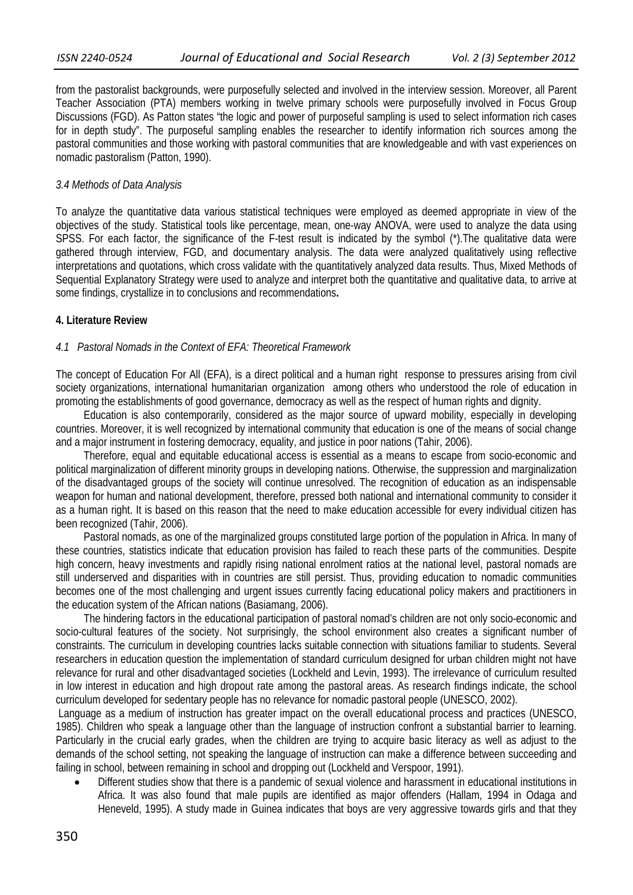from the pastoralist backgrounds, were purposefully selected and involved in the interview session. Moreover, all Parent Teacher Association (PTA) members working in twelve primary schools were purposefully involved in Focus Group Discussions (FGD). As Patton states "the logic and power of purposeful sampling is used to select information rich cases for in depth study". The purposeful sampling enables the researcher to identify information rich sources among the pastoral communities and those working with pastoral communities that are knowledgeable and with vast experiences on nomadic pastoralism (Patton, 1990).

### *3.4 Methods of Data Analysis*

To analyze the quantitative data various statistical techniques were employed as deemed appropriate in view of the objectives of the study. Statistical tools like percentage, mean, one-way ANOVA, were used to analyze the data using SPSS. For each factor, the significance of the F-test result is indicated by the symbol (*).The qualitative data were gathered through interview, FGD, and documentary analysis. The data were analyzed qualitatively using reflective interpretations and quotations, which cross validate with the quantitatively analyzed data results. Thus, Mixed Methods of Sequential Explanatory Strategy were used to analyze and interpret both the quantitative and qualitative data, to arrive at some findings, crystallize in to conclusions and recommendations**.**

## 4. Literature Review

### *4.1 Pastoral Nomads in the Context of EFA: Theoretical Framework*

The concept of Education For All (EFA), is a direct political and a human right response to pressures arising from civil society organizations, international humanitarian organization among others who understood the role of education in promoting the establishments of good governance, democracy as well as the respect of human rights and dignity.

Education is also contemporarily, considered as the major source of upward mobility, especially in developing countries. Moreover, it is well recognized by international community that education is one of the means of social change and a major instrument in fostering democracy, equality, and justice in poor nations (Tahir, 2006).

Therefore, equal and equitable educational access is essential as a means to escape from socio-economic and political marginalization of different minority groups in developing nations. Otherwise, the suppression and marginalization of the disadvantaged groups of the society will continue unresolved. The recognition of education as an indispensable weapon for human and national development, therefore, pressed both national and international community to consider it as a human right. It is based on this reason that the need to make education accessible for every individual citizen has been recognized (Tahir, 2006).

Pastoral nomads, as one of the marginalized groups constituted large portion of the population in Africa. In many of these countries, statistics indicate that education provision has failed to reach these parts of the communities. Despite high concern, heavy investments and rapidly rising national enrolment ratios at the national level, pastoral nomads are still underserved and disparities with in countries are still persist. Thus, providing education to nomadic communities becomes one of the most challenging and urgent issues currently facing educational policy makers and practitioners in the education system of the African nations (Basiamang, 2006).

The hindering factors in the educational participation of pastoral nomad's children are not only socio-economic and socio-cultural features of the society. Not surprisingly, the school environment also creates a significant number of constraints. The curriculum in developing countries lacks suitable connection with situations familiar to students. Several researchers in education question the implementation of standard curriculum designed for urban children might not have relevance for rural and other disadvantaged societies (Lockheld and Levin, 1993). The irrelevance of curriculum resulted in low interest in education and high dropout rate among the pastoral areas. As research findings indicate, the school curriculum developed for sedentary people has no relevance for nomadic pastoral people (UNESCO, 2002).

Language as a medium of instruction has greater impact on the overall educational process and practices (UNESCO, 1985). Children who speak a language other than the language of instruction confront a substantial barrier to learning. Particularly in the crucial early grades, when the children are trying to acquire basic literacy as well as adjust to the demands of the school setting, not speaking the language of instruction can make a difference between succeeding and failing in school, between remaining in school and dropping out (Lockheld and Verspoor, 1991).

- Different studies show that there is a pandemic of sexual violence and harassment in educational institutions in Africa. It was also found that male pupils are identified as major offenders (Hallam, 1994 in Odaga and Heneveld, 1995). A study made in Guinea indicates that boys are very aggressive towards girls and that they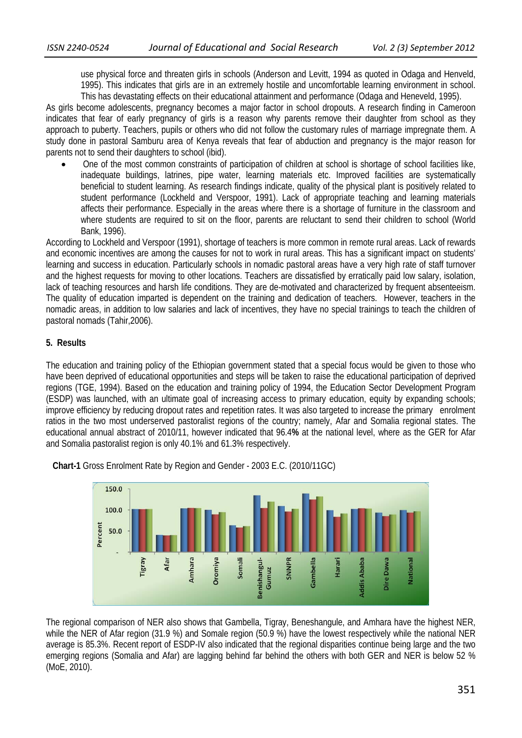use physical force and threaten girls in schools (Anderson and Levitt, 1994 as quoted in Odaga and Henveld, 1995). This indicates that girls are in an extremely hostile and uncomfortable learning environment in school. This has devastating effects on their educational attainment and performance (Odaga and Heneveld, 1995).

As girls become adolescents, pregnancy becomes a major factor in school dropouts. A research finding in Cameroon indicates that fear of early pregnancy of girls is a reason why parents remove their daughter from school as they approach to puberty. Teachers, pupils or others who did not follow the customary rules of marriage impregnate them. A study done in pastoral Samburu area of Kenya reveals that fear of abduction and pregnancy is the major reason for parents not to send their daughters to school (ibid).

- One of the most common constraints of participation of children at school is shortage of school facilities like, inadequate buildings, latrines, pipe water, learning materials etc. Improved facilities are systematically beneficial to student learning. As research findings indicate, quality of the physical plant is positively related to student performance (Lockheld and Verspoor, 1991). Lack of appropriate teaching and learning materials affects their performance. Especially in the areas where there is a shortage of furniture in the classroom and where students are required to sit on the floor, parents are reluctant to send their children to school (World Bank, 1996).

According to Lockheld and Verspoor (1991), shortage of teachers is more common in remote rural areas. Lack of rewards and economic incentives are among the causes for not to work in rural areas. This has a significant impact on students' learning and success in education. Particularly schools in nomadic pastoral areas have a very high rate of staff turnover and the highest requests for moving to other locations. Teachers are dissatisfied by erratically paid low salary, isolation, lack of teaching resources and harsh life conditions. They are de-motivated and characterized by frequent absenteeism. The quality of education imparted is dependent on the training and dedication of teachers. However, teachers in the nomadic areas, in addition to low salaries and lack of incentives, they have no special trainings to teach the children of pastoral nomads (Tahir,2006).

## 5. Results

The education and training policy of the Ethiopian government stated that a special focus would be given to those who have been deprived of educational opportunities and steps will be taken to raise the educational participation of deprived regions (TGE, 1994). Based on the education and training policy of 1994, the Education Sector Development Program (ESDP) was launched, with an ultimate goal of increasing access to primary education, equity by expanding schools; improve efficiency by reducing dropout rates and repetition rates. It was also targeted to increase the primary enrolment ratios in the two most underserved pastoralist regions of the country; namely, Afar and Somalia regional states. The educational annual abstract of 2010/11, however indicated that 96.4**%** at the national level, where as the GER for Afar and Somalia pastoralist region is only 40.1% and 61.3% respectively.

**Chart-1** Gross Enrolment Rate by Region and Gender - 2003 E.C. (2010/11GC)

The regional comparison of NER also shows that Gambella, Tigray, Beneshangule, and Amhara have the highest NER, while the NER of Afar region (31.9 %) and Somale region (50.9 %) have the lowest respectively while the national NER average is 85.3%. Recent report of ESDP-IV also indicated that the regional disparities continue being large and the two emerging regions (Somalia and Afar) are lagging behind far behind the others with both GER and NER is below 52 % (MoE, 2010).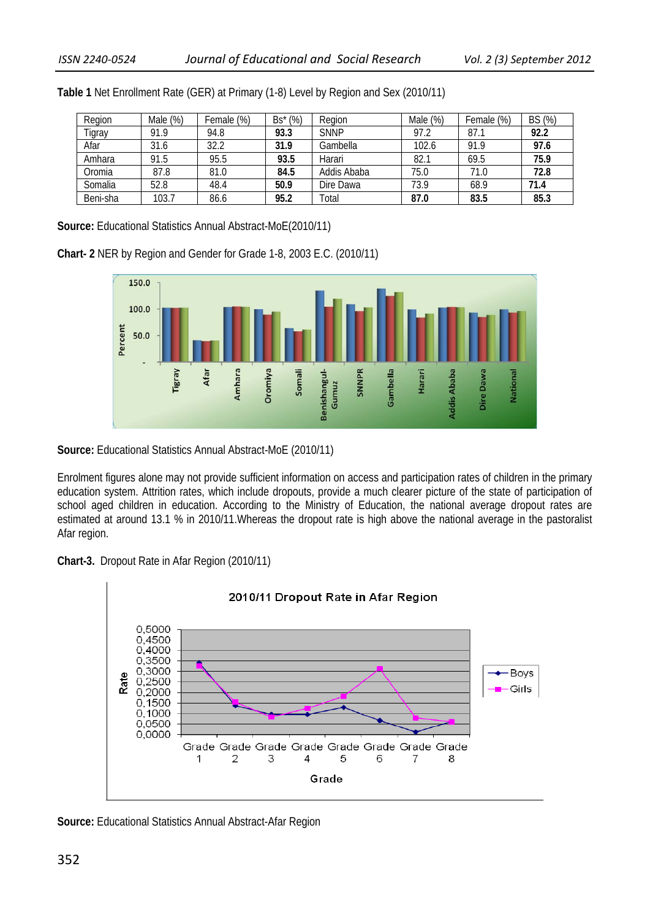**Table 1** Net Enrollment Rate (GER) at Primary (1-8) Level by Region and Sex (2010/11)

| Region | Male (%) | Female (%) | Bs* (%) | Region | Male (%) | Female (%) | BS (%) |
|---|---|---|---|---|---|---|---|
| Tigray | 91.9 | 94.8 | **93.3** | SNNP | 97.2 | 87.1 | **92.2** |
| Afar | 31.6 | 32.2 | **31.9** | Gambella | 102.6 | 91.9 | **97.6** |
| Amhara | 91.5 | 95.5 | **93.5** | Harari | 82.1 | 69.5 | **75.9** |
| Oromia | 87.8 | 81.0 | **84.5** | Addis Ababa | 75.0 | 71.0 | **72.8** |
| Somalia | 52.8 | 48.4 | **50.9** | Dire Dawa | 73.9 | 68.9 | **71.4** |
| Beni-sha | 103.7 | 86.6 | **95.2** | Total | **87.0** | **83.5** | **85.3** |

**Source:** Educational Statistics Annual Abstract-MoE(2010/11)

**Chart- 2** NER by Region and Gender for Grade 1-8, 2003 E.C. (2010/11)

**Source:** Educational Statistics Annual Abstract-MoE (2010/11)

Enrolment figures alone may not provide sufficient information on access and participation rates of children in the primary education system. Attrition rates, which include dropouts, provide a much clearer picture of the state of participation of school aged children in education. According to the Ministry of Education, the national average dropout rates are estimated at around 13.1 % in 2010/11.Whereas the dropout rate is high above the national average in the pastoralist Afar region.

**Chart-3.** Dropout Rate in Afar Region (2010/11)

**Source:** Educational Statistics Annual Abstract-Afar Region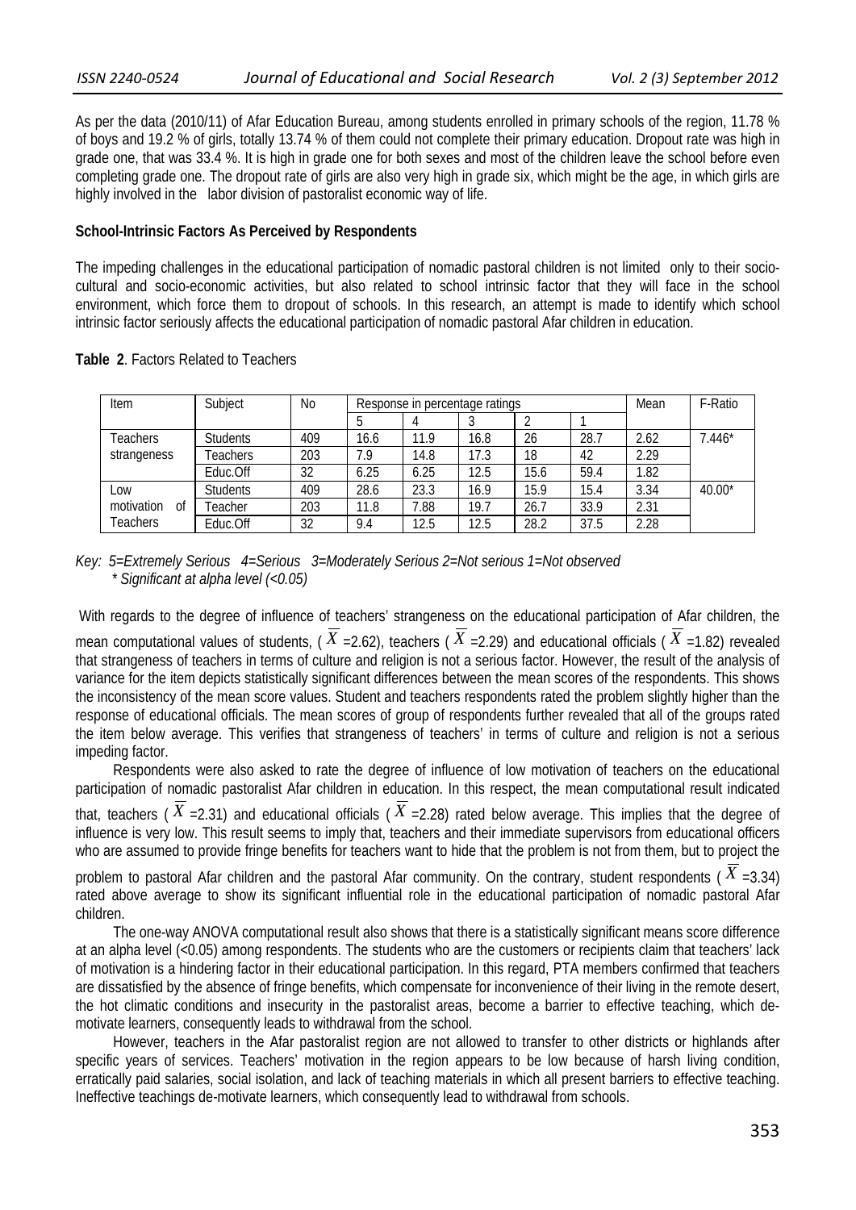As per the data (2010/11) of Afar Education Bureau, among students enrolled in primary schools of the region, 11.78 % of boys and 19.2 % of girls, totally 13.74 % of them could not complete their primary education. Dropout rate was high in grade one, that was 33.4 %. It is high in grade one for both sexes and most of the children leave the school before even completing grade one. The dropout rate of girls are also very high in grade six, which might be the age, in which girls are highly involved in the labor division of pastoralist economic way of life.

**School-Intrinsic Factors As Perceived by Respondents**

The impeding challenges in the educational participation of nomadic pastoral children is not limited only to their socio-cultural and socio-economic activities, but also related to school intrinsic factor that they will face in the school environment, which force them to dropout of schools. In this research, an attempt is made to identify which school intrinsic factor seriously affects the educational participation of nomadic pastoral Afar children in education.

**Table 2**. Factors Related to Teachers

| Item | Subject | No | Response in percentage ratings | | | | | Mean | F-Ratio |
|---|---|---|---|---|---|---|---|---|---|
| | | | 5 | 4 | 3 | 2 | 1 | | |
| Teachers strangeness | Students | 409 | 16.6 | 11.9 | 16.8 | 26 | 28.7 | 2.62 | 7.446* |
| | Teachers | 203 | 7.9 | 14.8 | 17.3 | 18 | 42 | 2.29 | |
| | Educ.Off | 32 | 6.25 | 6.25 | 12.5 | 15.6 | 59.4 | 1.82 | |
| Low motivation of Teachers | Students | 409 | 28.6 | 23.3 | 16.9 | 15.9 | 15.4 | 3.34 | 40.00* |
| | Teacher | 203 | 11.8 | 7.88 | 19.7 | 26.7 | 33.9 | 2.31 | |
| | Educ.Off | 32 | 9.4 | 12.5 | 12.5 | 28.2 | 37.5 | 2.28 | |

*Key: 5=Extremely Serious 4=Serious 3=Moderately Serious 2=Not serious 1=Not observed*
*\* Significant at alpha level (<0.05)*

With regards to the degree of influence of teachers' strangeness on the educational participation of Afar children, the mean computational values of students, ($\overline{X}$ =2.62), teachers ($\overline{X}$ =2.29) and educational officials ($\overline{X}$ =1.82) revealed that strangeness of teachers in terms of culture and religion is not a serious factor. However, the result of the analysis of variance for the item depicts statistically significant differences between the mean scores of the respondents. This shows the inconsistency of the mean score values. Student and teachers respondents rated the problem slightly higher than the response of educational officials. The mean scores of group of respondents further revealed that all of the groups rated the item below average. This verifies that strangeness of teachers' in terms of culture and religion is not a serious impeding factor.

Respondents were also asked to rate the degree of influence of low motivation of teachers on the educational participation of nomadic pastoralist Afar children in education. In this respect, the mean computational result indicated that, teachers ($\overline{X}$ =2.31) and educational officials ($\overline{X}$ =2.28) rated below average. This implies that the degree of influence is very low. This result seems to imply that, teachers and their immediate supervisors from educational officers who are assumed to provide fringe benefits for teachers want to hide that the problem is not from them, but to project the problem to pastoral Afar children and the pastoral Afar community. On the contrary, student respondents ($\overline{X}$ =3.34) rated above average to show its significant influential role in the educational participation of nomadic pastoral Afar children.

The one-way ANOVA computational result also shows that there is a statistically significant means score difference at an alpha level (<0.05) among respondents. The students who are the customers or recipients claim that teachers' lack of motivation is a hindering factor in their educational participation. In this regard, PTA members confirmed that teachers are dissatisfied by the absence of fringe benefits, which compensate for inconvenience of their living in the remote desert, the hot climatic conditions and insecurity in the pastoralist areas, become a barrier to effective teaching, which de-motivate learners, consequently leads to withdrawal from the school.

However, teachers in the Afar pastoralist region are not allowed to transfer to other districts or highlands after specific years of services. Teachers' motivation in the region appears to be low because of harsh living condition, erratically paid salaries, social isolation, and lack of teaching materials in which all present barriers to effective teaching. Ineffective teachings de-motivate learners, which consequently lead to withdrawal from schools.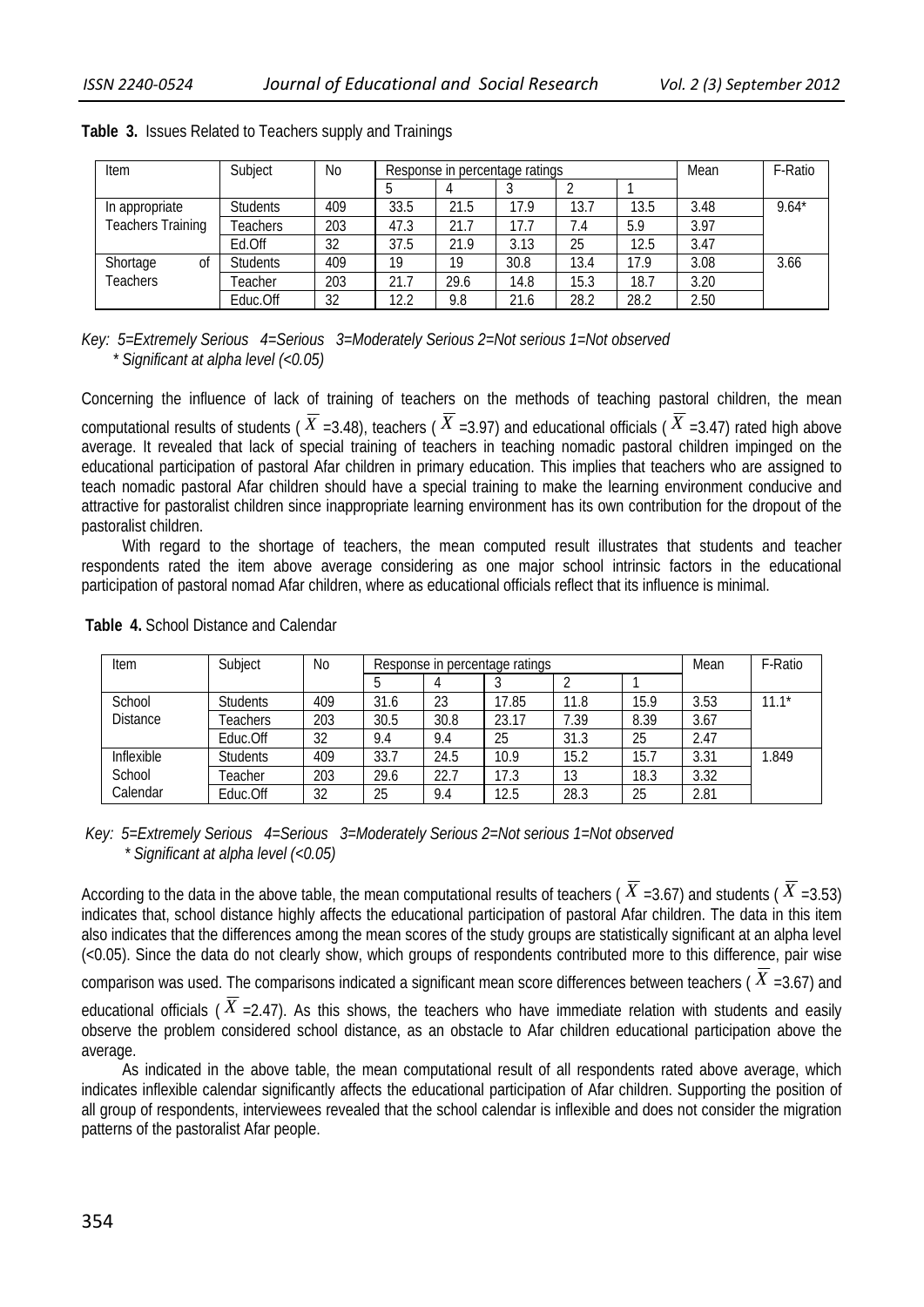**Table 3.** Issues Related to Teachers supply and Trainings

| Item | Subject | No | Response in percentage ratings | | | | | Mean | F-Ratio |
|---|---|---|---|---|---|---|---|---|---|
| | | | 5 | 4 | 3 | 2 | 1 | | |
| In appropriate Teachers Training | Students | 409 | 33.5 | 21.5 | 17.9 | 13.7 | 13.5 | 3.48 | 9.64* |
| | Teachers | 203 | 47.3 | 21.7 | 17.7 | 7.4 | 5.9 | 3.97 | |
| | Ed.Off | 32 | 37.5 | 21.9 | 3.13 | 25 | 12.5 | 3.47 | |
| Shortage of Teachers | Students | 409 | 19 | 19 | 30.8 | 13.4 | 17.9 | 3.08 | 3.66 |
| | Teacher | 203 | 21.7 | 29.6 | 14.8 | 15.3 | 18.7 | 3.20 | |
| | Educ.Off | 32 | 12.2 | 9.8 | 21.6 | 28.2 | 28.2 | 2.50 | |

*Key: 5=Extremely Serious 4=Serious 3=Moderately Serious 2=Not serious 1=Not observed*
*\* Significant at alpha level (<0.05)*

Concerning the influence of lack of training of teachers on the methods of teaching pastoral children, the mean computational results of students ( $\overline{X}$ =3.48), teachers ( $\overline{X}$ =3.97) and educational officials ( $\overline{X}$ =3.47) rated high above average. It revealed that lack of special training of teachers in teaching nomadic pastoral children impinged on the educational participation of pastoral Afar children in primary education. This implies that teachers who are assigned to teach nomadic pastoral Afar children should have a special training to make the learning environment conducive and attractive for pastoralist children since inappropriate learning environment has its own contribution for the dropout of the pastoralist children.

With regard to the shortage of teachers, the mean computed result illustrates that students and teacher respondents rated the item above average considering as one major school intrinsic factors in the educational participation of pastoral nomad Afar children, where as educational officials reflect that its influence is minimal.

**Table 4.** School Distance and Calendar

| Item | Subject | No | Response in percentage ratings | | | | | Mean | F-Ratio |
|---|---|---|---|---|---|---|---|---|---|
| | | | 5 | 4 | 3 | 2 | 1 | | |
| School Distance | Students | 409 | 31.6 | 23 | 17.85 | 11.8 | 15.9 | 3.53 | 11.1* |
| | Teachers | 203 | 30.5 | 30.8 | 23.17 | 7.39 | 8.39 | 3.67 | |
| | Educ.Off | 32 | 9.4 | 9.4 | 25 | 31.3 | 25 | 2.47 | |
| Inflexible School Calendar | Students | 409 | 33.7 | 24.5 | 10.9 | 15.2 | 15.7 | 3.31 | 1.849 |
| | Teacher | 203 | 29.6 | 22.7 | 17.3 | 13 | 18.3 | 3.32 | |
| | Educ.Off | 32 | 25 | 9.4 | 12.5 | 28.3 | 25 | 2.81 | |

*Key: 5=Extremely Serious 4=Serious 3=Moderately Serious 2=Not serious 1=Not observed*
*\* Significant at alpha level (<0.05)*

According to the data in the above table, the mean computational results of teachers ( $\overline{X}$ =3.67) and students ( $\overline{X}$ =3.53) indicates that, school distance highly affects the educational participation of pastoral Afar children. The data in this item also indicates that the differences among the mean scores of the study groups are statistically significant at an alpha level (<0.05). Since the data do not clearly show, which groups of respondents contributed more to this difference, pair wise comparison was used. The comparisons indicated a significant mean score differences between teachers ( $\overline{X}$ =3.67) and educational officials ( $\overline{X}$ =2.47). As this shows, the teachers who have immediate relation with students and easily observe the problem considered school distance, as an obstacle to Afar children educational participation above the average.

As indicated in the above table, the mean computational result of all respondents rated above average, which indicates inflexible calendar significantly affects the educational participation of Afar children. Supporting the position of all group of respondents, interviewees revealed that the school calendar is inflexible and does not consider the migration patterns of the pastoralist Afar people.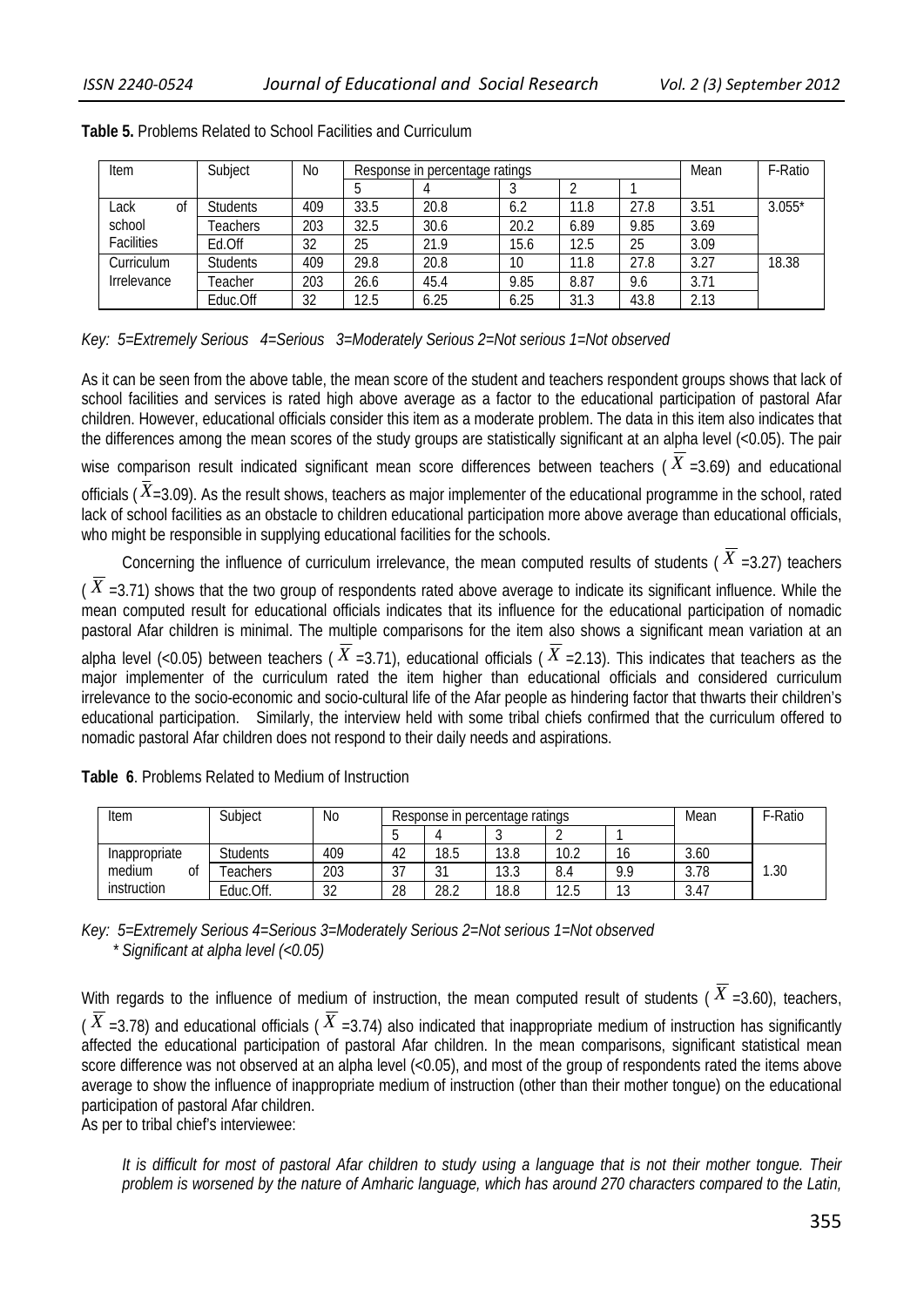**Table 5.** Problems Related to School Facilities and Curriculum

| Item | Subject | No | Response in percentage ratings | | | | | Mean | F-Ratio |
|---|---|---|---|---|---|---|---|---|---|
| | | | 5 | 4 | 3 | 2 | 1 | | |
| Lack of school Facilities | Students | 409 | 33.5 | 20.8 | 6.2 | 11.8 | 27.8 | 3.51 | 3.055* |
| | Teachers | 203 | 32.5 | 30.6 | 20.2 | 6.89 | 9.85 | 3.69 | |
| | Ed.Off | 32 | 25 | 21.9 | 15.6 | 12.5 | 25 | 3.09 | |
| Curriculum Irrelevance | Students | 409 | 29.8 | 20.8 | 10 | 11.8 | 27.8 | 3.27 | 18.38 |
| | Teacher | 203 | 26.6 | 45.4 | 9.85 | 8.87 | 9.6 | 3.71 | |
| | Educ.Off | 32 | 12.5 | 6.25 | 6.25 | 31.3 | 43.8 | 2.13 | |

*Key: 5=Extremely Serious 4=Serious 3=Moderately Serious 2=Not serious 1=Not observed*

As it can be seen from the above table, the mean score of the student and teachers respondent groups shows that lack of school facilities and services is rated high above average as a factor to the educational participation of pastoral Afar children. However, educational officials consider this item as a moderate problem. The data in this item also indicates that the differences among the mean scores of the study groups are statistically significant at an alpha level (<0.05). The pair wise comparison result indicated significant mean score differences between teachers ( $\overline{X}$ =3.69) and educational officials ( $\overline{X}$=3.09). As the result shows, teachers as major implementer of the educational programme in the school, rated lack of school facilities as an obstacle to children educational participation more above average than educational officials, who might be responsible in supplying educational facilities for the schools.

Concerning the influence of curriculum irrelevance, the mean computed results of students ( $\overline{X}$ =3.27) teachers ( $\overline{X}$ =3.71) shows that the two group of respondents rated above average to indicate its significant influence. While the mean computed result for educational officials indicates that its influence for the educational participation of nomadic pastoral Afar children is minimal. The multiple comparisons for the item also shows a significant mean variation at an alpha level (<0.05) between teachers ( $\overline{X}$ =3.71), educational officials ( $\overline{X}$ =2.13). This indicates that teachers as the major implementer of the curriculum rated the item higher than educational officials and considered curriculum irrelevance to the socio-economic and socio-cultural life of the Afar people as hindering factor that thwarts their children's educational participation. Similarly, the interview held with some tribal chiefs confirmed that the curriculum offered to nomadic pastoral Afar children does not respond to their daily needs and aspirations.

**Table 6**. Problems Related to Medium of Instruction

| Item | Subject | No | Response in percentage ratings | | | | | Mean | F-Ratio |
|---|---|---|---|---|---|---|---|---|---|
| | | | 5 | 4 | 3 | 2 | 1 | | |
| Inappropriate medium of instruction | Students | 409 | 42 | 18.5 | 13.8 | 10.2 | 16 | 3.60 | 1.30 |
| | Teachers | 203 | 37 | 31 | 13.3 | 8.4 | 9.9 | 3.78 | |
| | Educ.Off. | 32 | 28 | 28.2 | 18.8 | 12.5 | 13 | 3.47 | |

*Key: 5=Extremely Serious 4=Serious 3=Moderately Serious 2=Not serious 1=Not observed*
*\* Significant at alpha level (<0.05)*

With regards to the influence of medium of instruction, the mean computed result of students ( $\overline{X}$ =3.60), teachers, ( $\overline{X}$ =3.78) and educational officials ( $\overline{X}$ =3.74) also indicated that inappropriate medium of instruction has significantly affected the educational participation of pastoral Afar children. In the mean comparisons, significant statistical mean score difference was not observed at an alpha level (<0.05), and most of the group of respondents rated the items above average to show the influence of inappropriate medium of instruction (other than their mother tongue) on the educational participation of pastoral Afar children.

As per to tribal chief's interviewee:

> *It is difficult for most of pastoral Afar children to study using a language that is not their mother tongue. Their problem is worsened by the nature of Amharic language, which has around 270 characters compared to the Latin,*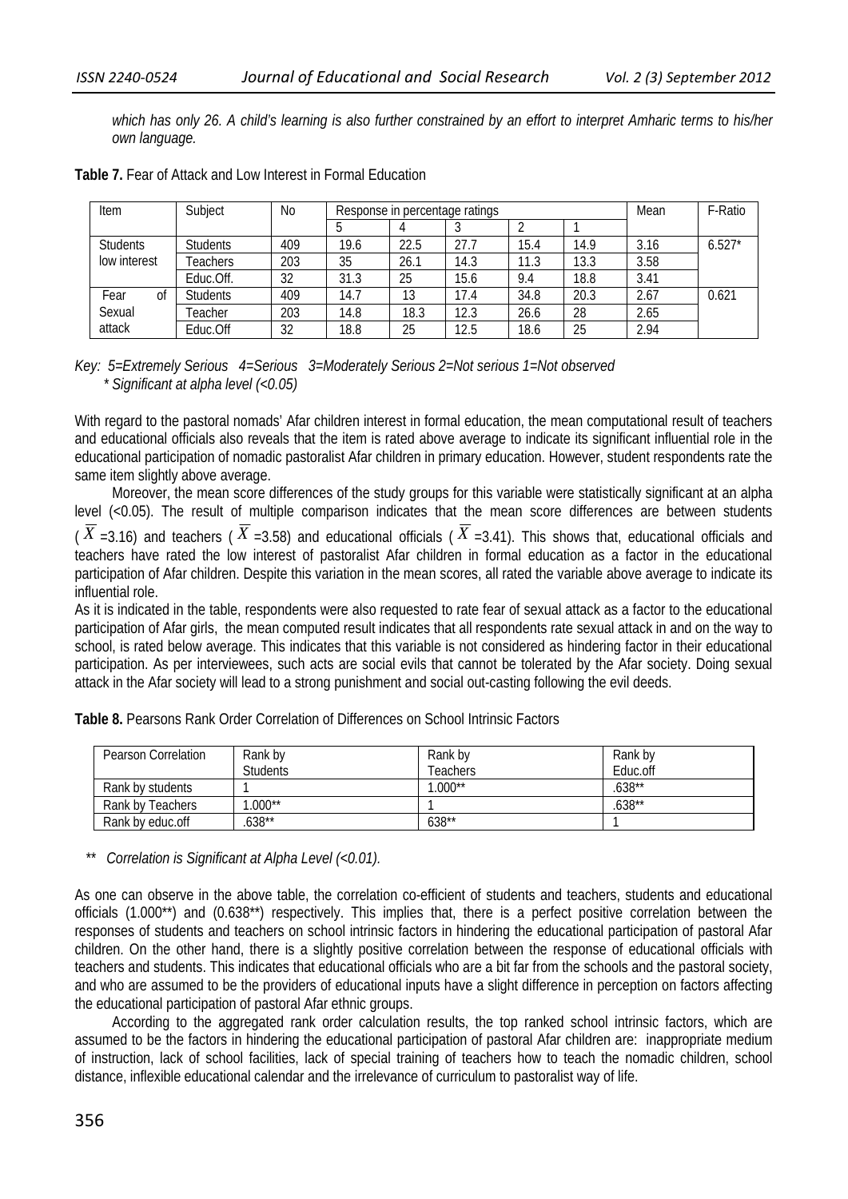*which has only 26. A child's learning is also further constrained by an effort to interpret Amharic terms to his/her own language.*

**Table 7.** Fear of Attack and Low Interest in Formal Education

| Item | Subject | No | Response in percentage ratings | | | | | Mean | F-Ratio |
|---|---|---|---|---|---|---|---|---|---|
| | | | 5 | 4 | 3 | 2 | 1 | | |
| Students low interest | Students | 409 | 19.6 | 22.5 | 27.7 | 15.4 | 14.9 | 3.16 | 6.527* |
| | Teachers | 203 | 35 | 26.1 | 14.3 | 11.3 | 13.3 | 3.58 | |
| | Educ.Off. | 32 | 31.3 | 25 | 15.6 | 9.4 | 18.8 | 3.41 | |
| Fear of Sexual attack | Students | 409 | 14.7 | 13 | 17.4 | 34.8 | 20.3 | 2.67 | 0.621 |
| | Teacher | 203 | 14.8 | 18.3 | 12.3 | 26.6 | 28 | 2.65 | |
| | Educ.Off | 32 | 18.8 | 25 | 12.5 | 18.6 | 25 | 2.94 | |

*Key: 5=Extremely Serious 4=Serious 3=Moderately Serious 2=Not serious 1=Not observed*
*\* Significant at alpha level (<0.05)*

With regard to the pastoral nomads' Afar children interest in formal education, the mean computational result of teachers and educational officials also reveals that the item is rated above average to indicate its significant influential role in the educational participation of nomadic pastoralist Afar children in primary education. However, student respondents rate the same item slightly above average.

Moreover, the mean score differences of the study groups for this variable were statistically significant at an alpha level (<0.05). The result of multiple comparison indicates that the mean score differences are between students ($\overline{X}$ =3.16) and teachers ($\overline{X}$ =3.58) and educational officials ($\overline{X}$ =3.41). This shows that, educational officials and teachers have rated the low interest of pastoralist Afar children in formal education as a factor in the educational participation of Afar children. Despite this variation in the mean scores, all rated the variable above average to indicate its influential role.

As it is indicated in the table, respondents were also requested to rate fear of sexual attack as a factor to the educational participation of Afar girls, the mean computed result indicates that all respondents rate sexual attack in and on the way to school, is rated below average. This indicates that this variable is not considered as hindering factor in their educational participation. As per interviewees, such acts are social evils that cannot be tolerated by the Afar society. Doing sexual attack in the Afar society will lead to a strong punishment and social out-casting following the evil deeds.

**Table 8.** Pearsons Rank Order Correlation of Differences on School Intrinsic Factors

| Pearson Correlation | Rank by Students | Rank by Teachers | Rank by Educ.off |
|---|---|---|---|
| Rank by students | 1 | 1.000** | .638** |
| Rank by Teachers | 1.000** | 1 | .638** |
| Rank by educ.off | .638** | 638** | 1 |

*\*\* Correlation is Significant at Alpha Level (<0.01).*

As one can observe in the above table, the correlation co-efficient of students and teachers, students and educational officials (1.000**) and (0.638**) respectively. This implies that, there is a perfect positive correlation between the responses of students and teachers on school intrinsic factors in hindering the educational participation of pastoral Afar children. On the other hand, there is a slightly positive correlation between the response of educational officials with teachers and students. This indicates that educational officials who are a bit far from the schools and the pastoral society, and who are assumed to be the providers of educational inputs have a slight difference in perception on factors affecting the educational participation of pastoral Afar ethnic groups.

According to the aggregated rank order calculation results, the top ranked school intrinsic factors, which are assumed to be the factors in hindering the educational participation of pastoral Afar children are: inappropriate medium of instruction, lack of school facilities, lack of special training of teachers how to teach the nomadic children, school distance, inflexible educational calendar and the irrelevance of curriculum to pastoralist way of life.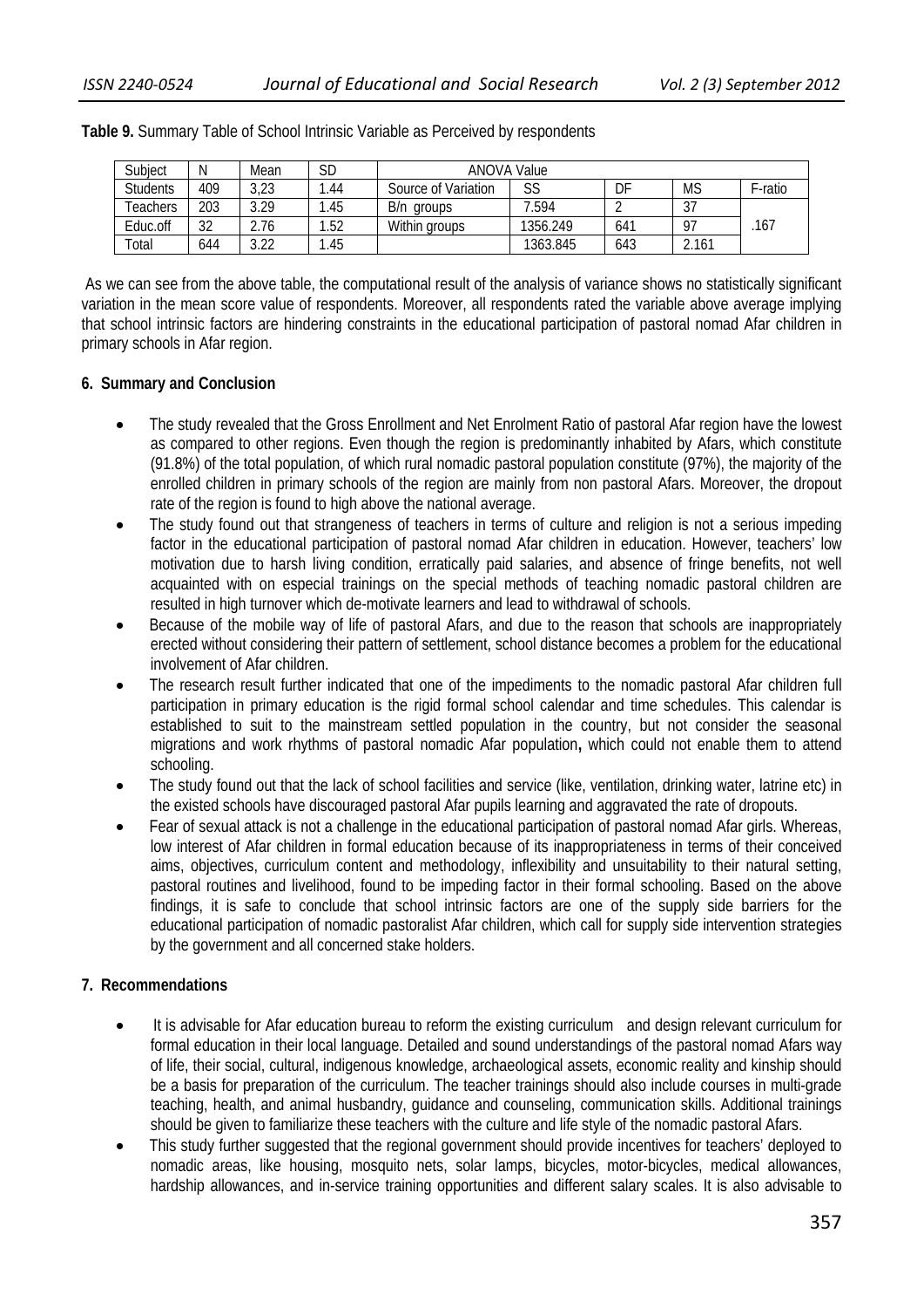**Table 9.** Summary Table of School Intrinsic Variable as Perceived by respondents

| Subject | N | Mean | SD | ANOVA Value | | | | |
|---|---|---|---|---|---|---|---|---|
| Students | 409 | 3,23 | 1.44 | Source of Variation | SS | DF | MS | F-ratio |
| Teachers | 203 | 3.29 | 1.45 | B/n groups | 7.594 | 2 | 37 | .167 |
| Educ.off | 32 | 2.76 | 1.52 | Within groups | 1356.249 | 641 | 97 | |
| Total | 644 | 3.22 | 1.45 | | 1363.845 | 643 | 2.161 | |

As we can see from the above table, the computational result of the analysis of variance shows no statistically significant variation in the mean score value of respondents. Moreover, all respondents rated the variable above average implying that school intrinsic factors are hindering constraints in the educational participation of pastoral nomad Afar children in primary schools in Afar region.

## 6. Summary and Conclusion

- The study revealed that the Gross Enrollment and Net Enrolment Ratio of pastoral Afar region have the lowest as compared to other regions. Even though the region is predominantly inhabited by Afars, which constitute (91.8%) of the total population, of which rural nomadic pastoral population constitute (97%), the majority of the enrolled children in primary schools of the region are mainly from non pastoral Afars. Moreover, the dropout rate of the region is found to high above the national average.
- The study found out that strangeness of teachers in terms of culture and religion is not a serious impeding factor in the educational participation of pastoral nomad Afar children in education. However, teachers' low motivation due to harsh living condition, erratically paid salaries, and absence of fringe benefits, not well acquainted with on especial trainings on the special methods of teaching nomadic pastoral children are resulted in high turnover which de-motivate learners and lead to withdrawal of schools.
- Because of the mobile way of life of pastoral Afars, and due to the reason that schools are inappropriately erected without considering their pattern of settlement, school distance becomes a problem for the educational involvement of Afar children.
- The research result further indicated that one of the impediments to the nomadic pastoral Afar children full participation in primary education is the rigid formal school calendar and time schedules. This calendar is established to suit to the mainstream settled population in the country, but not consider the seasonal migrations and work rhythms of pastoral nomadic Afar population**,** which could not enable them to attend schooling.
- The study found out that the lack of school facilities and service (like, ventilation, drinking water, latrine etc) in the existed schools have discouraged pastoral Afar pupils learning and aggravated the rate of dropouts.
- Fear of sexual attack is not a challenge in the educational participation of pastoral nomad Afar girls. Whereas, low interest of Afar children in formal education because of its inappropriateness in terms of their conceived aims, objectives, curriculum content and methodology, inflexibility and unsuitability to their natural setting, pastoral routines and livelihood, found to be impeding factor in their formal schooling. Based on the above findings, it is safe to conclude that school intrinsic factors are one of the supply side barriers for the educational participation of nomadic pastoralist Afar children, which call for supply side intervention strategies by the government and all concerned stake holders.

## 7. Recommendations

- It is advisable for Afar education bureau to reform the existing curriculum and design relevant curriculum for formal education in their local language. Detailed and sound understandings of the pastoral nomad Afars way of life, their social, cultural, indigenous knowledge, archaeological assets, economic reality and kinship should be a basis for preparation of the curriculum. The teacher trainings should also include courses in multi-grade teaching, health, and animal husbandry, guidance and counseling, communication skills. Additional trainings should be given to familiarize these teachers with the culture and life style of the nomadic pastoral Afars.
- This study further suggested that the regional government should provide incentives for teachers' deployed to nomadic areas, like housing, mosquito nets, solar lamps, bicycles, motor-bicycles, medical allowances, hardship allowances, and in-service training opportunities and different salary scales. It is also advisable to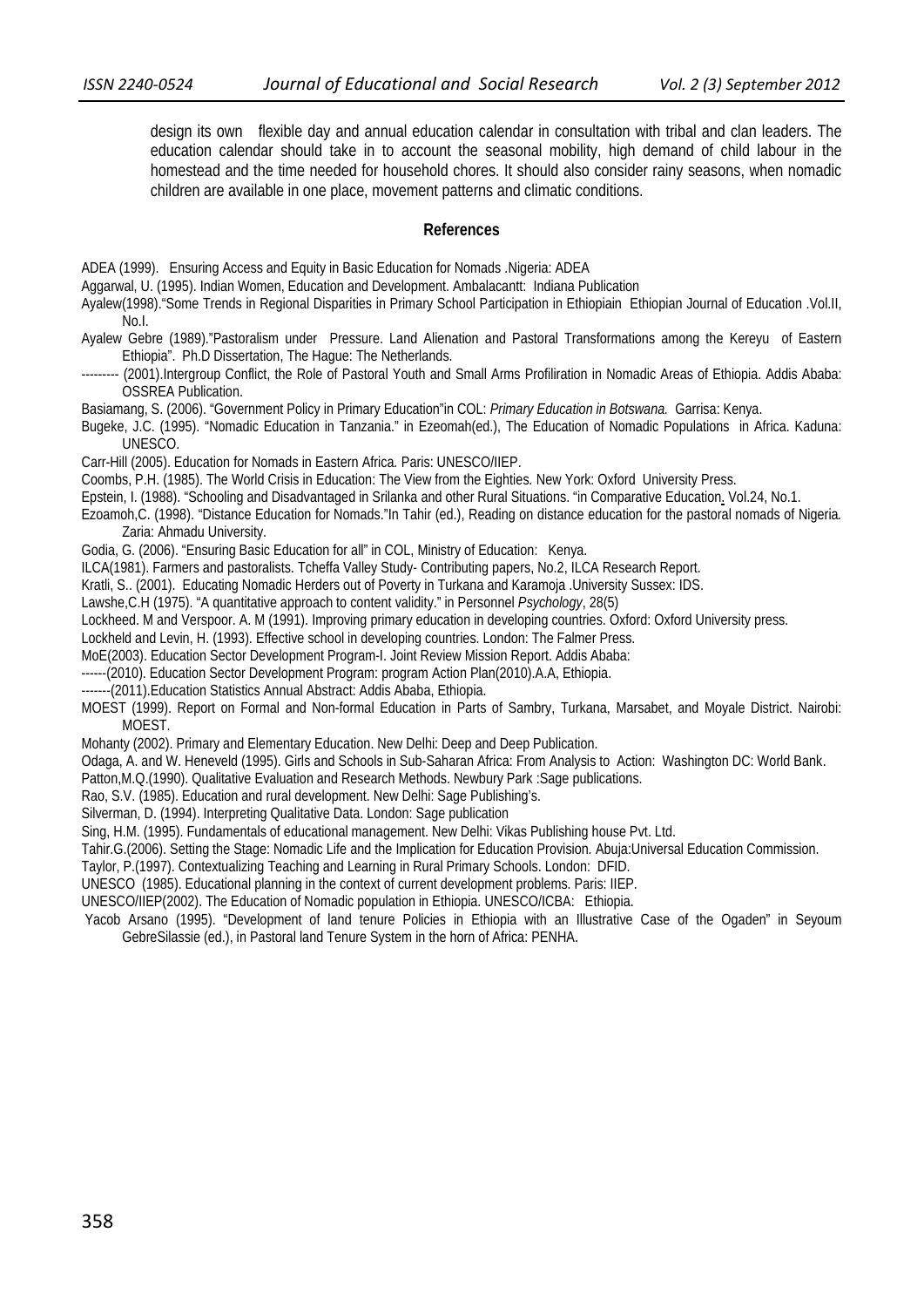design its own flexible day and annual education calendar in consultation with tribal and clan leaders. The education calendar should take in to account the seasonal mobility, high demand of child labour in the homestead and the time needed for household chores. It should also consider rainy seasons, when nomadic children are available in one place, movement patterns and climatic conditions.

## References

ADEA (1999). Ensuring Access and Equity in Basic Education for Nomads .Nigeria: ADEA

Aggarwal, U. (1995). Indian Women, Education and Development. Ambalacantt: Indiana Publication

Ayalew(1998)."Some Trends in Regional Disparities in Primary School Participation in Ethiopiain Ethiopian Journal of Education .Vol.II, No.I.

Ayalew Gebre (1989)."Pastoralism under Pressure. Land Alienation and Pastoral Transformations among the Kereyu of Eastern Ethiopia". Ph.D Dissertation, The Hague: The Netherlands.

--------- (2001).Intergroup Conflict, the Role of Pastoral Youth and Small Arms Profiliration in Nomadic Areas of Ethiopia. Addis Ababa: OSSREA Publication.

Basiamang, S. (2006). "Government Policy in Primary Education"in COL: *Primary Education in Botswana.* Garrisa: Kenya.

Bugeke, J.C. (1995). "Nomadic Education in Tanzania." in Ezeomah(ed.), The Education of Nomadic Populations in Africa. Kaduna: UNESCO.

Carr-Hill (2005). Education for Nomads in Eastern Africa*.* Paris: UNESCO/IIEP.

Coombs, P.H. (1985). The World Crisis in Education: The View from the Eighties*.* New York: Oxford University Press.

Epstein, I. (1988). "Schooling and Disadvantaged in Srilanka and other Rural Situations. "in Comparative Education*.* Vol.24, No.1.

Ezoamoh,C. (1998). "Distance Education for Nomads."In Tahir (ed.), Reading on distance education for the pastoral nomads of Nigeria*.* Zaria: Ahmadu University.

Godia, G. (2006). "Ensuring Basic Education for all" in COL, Ministry of Education: Kenya.

ILCA(1981). Farmers and pastoralists. Tcheffa Valley Study- Contributing papers, No.2, ILCA Research Report.

Kratli, S.. (2001). Educating Nomadic Herders out of Poverty in Turkana and Karamoja .University Sussex: IDS.

Lawshe,C.H (1975). "A quantitative approach to content validity." in Personnel *Psychology*, 28(5)

Lockheed. M and Verspoor. A. M (1991). Improving primary education in developing countries. Oxford: Oxford University press.

Lockheld and Levin, H. (1993). Effective school in developing countries. London: The Falmer Press.

MoE(2003). Education Sector Development Program-I. Joint Review Mission Report. Addis Ababa:

------(2010). Education Sector Development Program: program Action Plan(2010).A.A, Ethiopia.

-------(2011).Education Statistics Annual Abstract: Addis Ababa, Ethiopia.

MOEST (1999). Report on Formal and Non-formal Education in Parts of Sambry, Turkana, Marsabet, and Moyale District. Nairobi: MOEST.

Mohanty (2002). Primary and Elementary Education. New Delhi: Deep and Deep Publication.

Odaga, A. and W. Heneveld (1995). Girls and Schools in Sub-Saharan Africa: From Analysis to Action: Washington DC: World Bank.

Patton,M.Q.(1990). Qualitative Evaluation and Research Methods. Newbury Park :Sage publications.

Rao, S.V. (1985). Education and rural development. New Delhi: Sage Publishing's.

Silverman, D. (1994). Interpreting Qualitative Data. London: Sage publication

Sing, H.M. (1995). Fundamentals of educational management. New Delhi: Vikas Publishing house Pvt. Ltd.

Tahir.G.(2006). Setting the Stage: Nomadic Life and the Implication for Education Provision*.* Abuja:Universal Education Commission.

Taylor, P.(1997). Contextualizing Teaching and Learning in Rural Primary Schools. London: DFID.

UNESCO (1985). Educational planning in the context of current development problems. Paris: IIEP.

UNESCO/IIEP(2002). The Education of Nomadic population in Ethiopia. UNESCO/ICBA: Ethiopia.

Yacob Arsano (1995). "Development of land tenure Policies in Ethiopia with an Illustrative Case of the Ogaden" in Seyoum GebreSilassie (ed.), in Pastoral land Tenure System in the horn of Africa: PENHA.